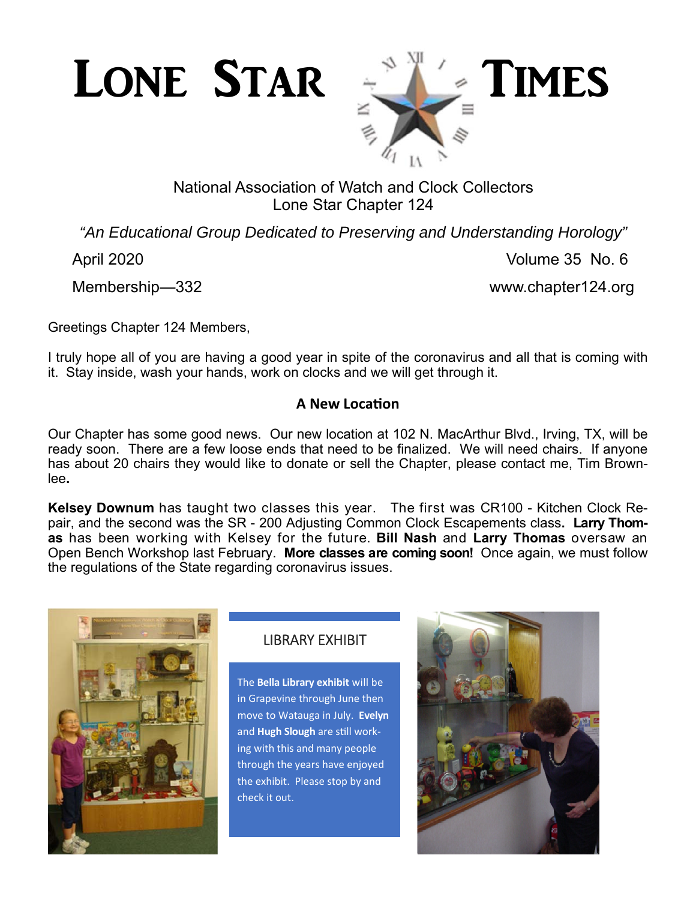# Lone Star Times

National Association of Watch and Clock Collectors
Lone Star Chapter 124

*"An Educational Group Dedicated to Preserving and Understanding Horology"*

April 2020 — Volume 35 No. 6

Membership—332 — www.chapter124.org

Greetings Chapter 124 Members,

I truly hope all of you are having a good year in spite of the coronavirus and all that is coming with it. Stay inside, wash your hands, work on clocks and we will get through it.

### A New Location

Our Chapter has some good news. Our new location at 102 N. MacArthur Blvd., Irving, TX, will be ready soon. There are a few loose ends that need to be finalized. We will need chairs. If anyone has about 20 chairs they would like to donate or sell the Chapter, please contact me, Tim Brownlee.

**Kelsey Downum** has taught two classes this year. The first was CR100 - Kitchen Clock Repair, and the second was the SR - 200 Adjusting Common Clock Escapements class. **Larry Thomas** has been working with Kelsey for the future. **Bill Nash** and **Larry Thomas** oversaw an Open Bench Workshop last February. **More classes are coming soon!** Once again, we must follow the regulations of the State regarding coronavirus issues.

### LIBRARY EXHIBIT

The **Bella Library exhibit** will be in Grapevine through June then move to Watauga in July. **Evelyn** and **Hugh Slough** are still working with this and many people through the years have enjoyed the exhibit. Please stop by and check it out.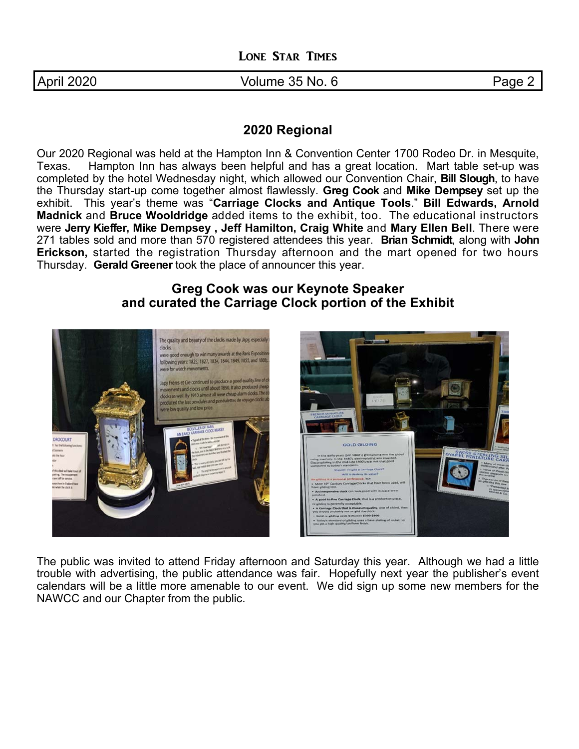## 2020 Regional

Our 2020 Regional was held at the Hampton Inn & Convention Center 1700 Rodeo Dr. in Mesquite, Texas. Hampton Inn has always been helpful and has a great location. Mart table set-up was completed by the hotel Wednesday night, which allowed our Convention Chair, **Bill Slough**, to have the Thursday start-up come together almost flawlessly. **Greg Cook** and **Mike Dempsey** set up the exhibit. This year's theme was "**Carriage Clocks and Antique Tools**." **Bill Edwards, Arnold Madnick** and **Bruce Wooldridge** added items to the exhibit, too. The educational instructors were **Jerry Kieffer, Mike Dempsey , Jeff Hamilton, Craig White** and **Mary Ellen Bell**. There were 271 tables sold and more than 570 registered attendees this year. **Brian Schmidt**, along with **John Erickson,** started the registration Thursday afternoon and the mart opened for two hours Thursday. **Gerald Greener** took the place of announcer this year.

### Greg Cook was our Keynote Speaker and curated the Carriage Clock portion of the Exhibit

The public was invited to attend Friday afternoon and Saturday this year. Although we had a little trouble with advertising, the public attendance was fair. Hopefully next year the publisher's event calendars will be a little more amenable to our event. We did sign up some new members for the NAWCC and our Chapter from the public.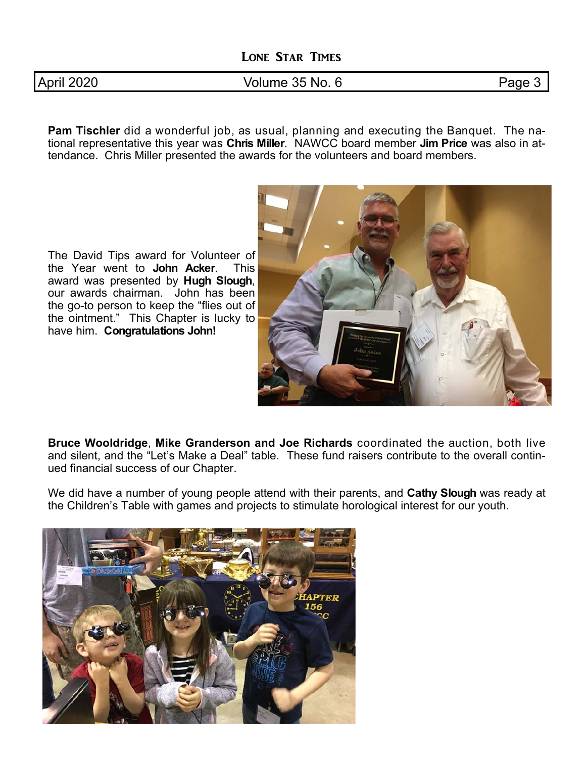**Pam Tischler** did a wonderful job, as usual, planning and executing the Banquet. The national representative this year was **Chris Miller**. NAWCC board member **Jim Price** was also in attendance. Chris Miller presented the awards for the volunteers and board members.

The David Tips award for Volunteer of the Year went to **John Acker**. This award was presented by **Hugh Slough**, our awards chairman. John has been the go-to person to keep the "flies out of the ointment." This Chapter is lucky to have him. **Congratulations John!**

**Bruce Wooldridge**, **Mike Granderson and Joe Richards** coordinated the auction, both live and silent, and the "Let's Make a Deal" table. These fund raisers contribute to the overall continued financial success of our Chapter.

We did have a number of young people attend with their parents, and **Cathy Slough** was ready at the Children's Table with games and projects to stimulate horological interest for our youth.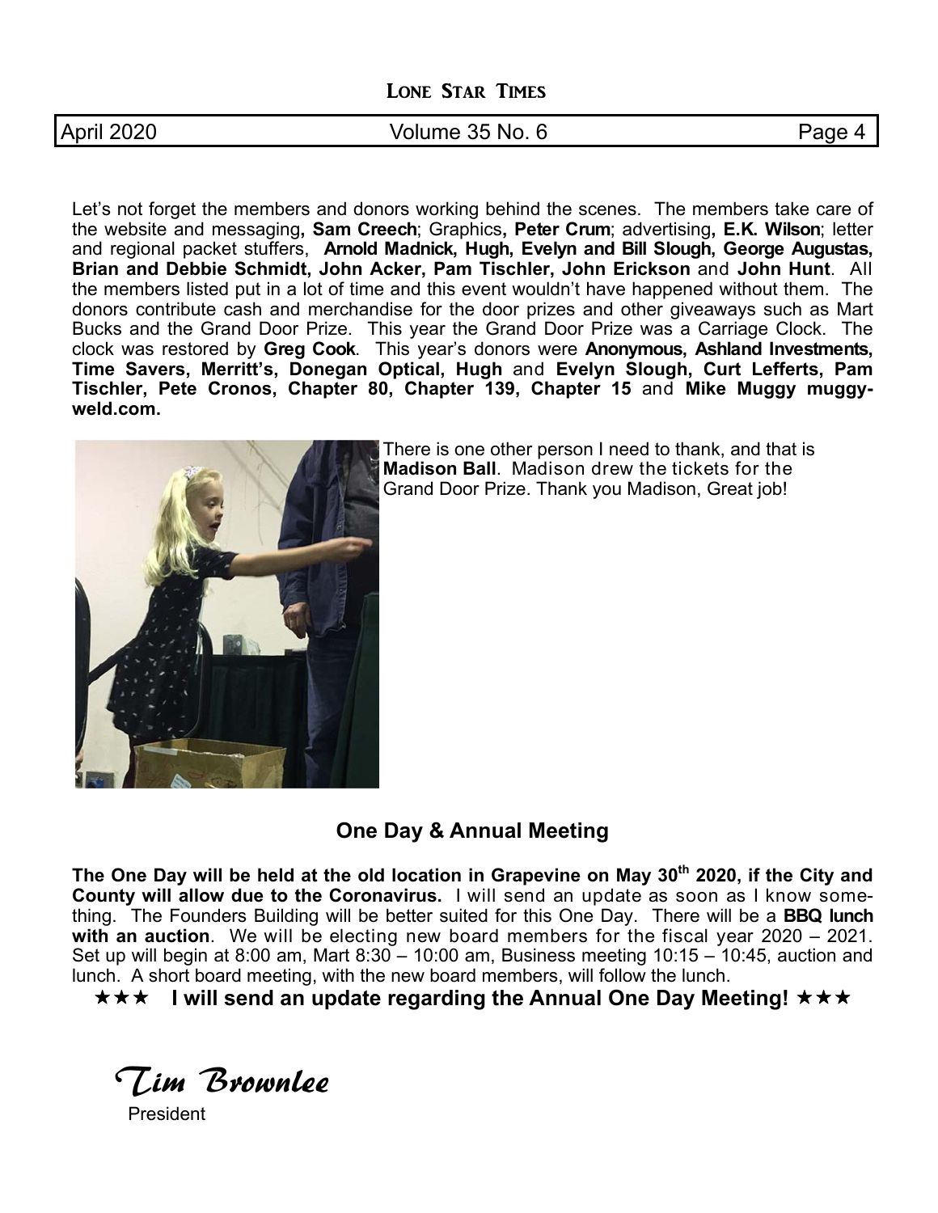Let's not forget the members and donors working behind the scenes. The members take care of the website and messaging**, Sam Creech**; Graphics**, Peter Crum**; advertising**, E.K. Wilson**; letter and regional packet stuffers, **Arnold Madnick, Hugh, Evelyn and Bill Slough, George Augustas, Brian and Debbie Schmidt, John Acker, Pam Tischler, John Erickson** and **John Hunt**. All the members listed put in a lot of time and this event wouldn't have happened without them. The donors contribute cash and merchandise for the door prizes and other giveaways such as Mart Bucks and the Grand Door Prize. This year the Grand Door Prize was a Carriage Clock. The clock was restored by **Greg Cook**. This year's donors were **Anonymous, Ashland Investments, Time Savers, Merritt's, Donegan Optical, Hugh** and **Evelyn Slough, Curt Lefferts, Pam Tischler, Pete Cronos, Chapter 80, Chapter 139, Chapter 15** and **Mike Muggy muggyweld.com.**

There is one other person I need to thank, and that is **Madison Ball**. Madison drew the tickets for the Grand Door Prize. Thank you Madison, Great job!

## One Day & Annual Meeting

**The One Day will be held at the old location in Grapevine on May 30th 2020, if the City and County will allow due to the Coronavirus.** I will send an update as soon as I know something. The Founders Building will be better suited for this One Day. There will be a **BBQ lunch with an auction**. We will be electing new board members for the fiscal year 2020 – 2021. Set up will begin at 8:00 am, Mart 8:30 – 10:00 am, Business meeting 10:15 – 10:45, auction and lunch. A short board meeting, with the new board members, will follow the lunch.

**★★★ I will send an update regarding the Annual One Day Meeting! ★★★**

*Tim Brownlee*

President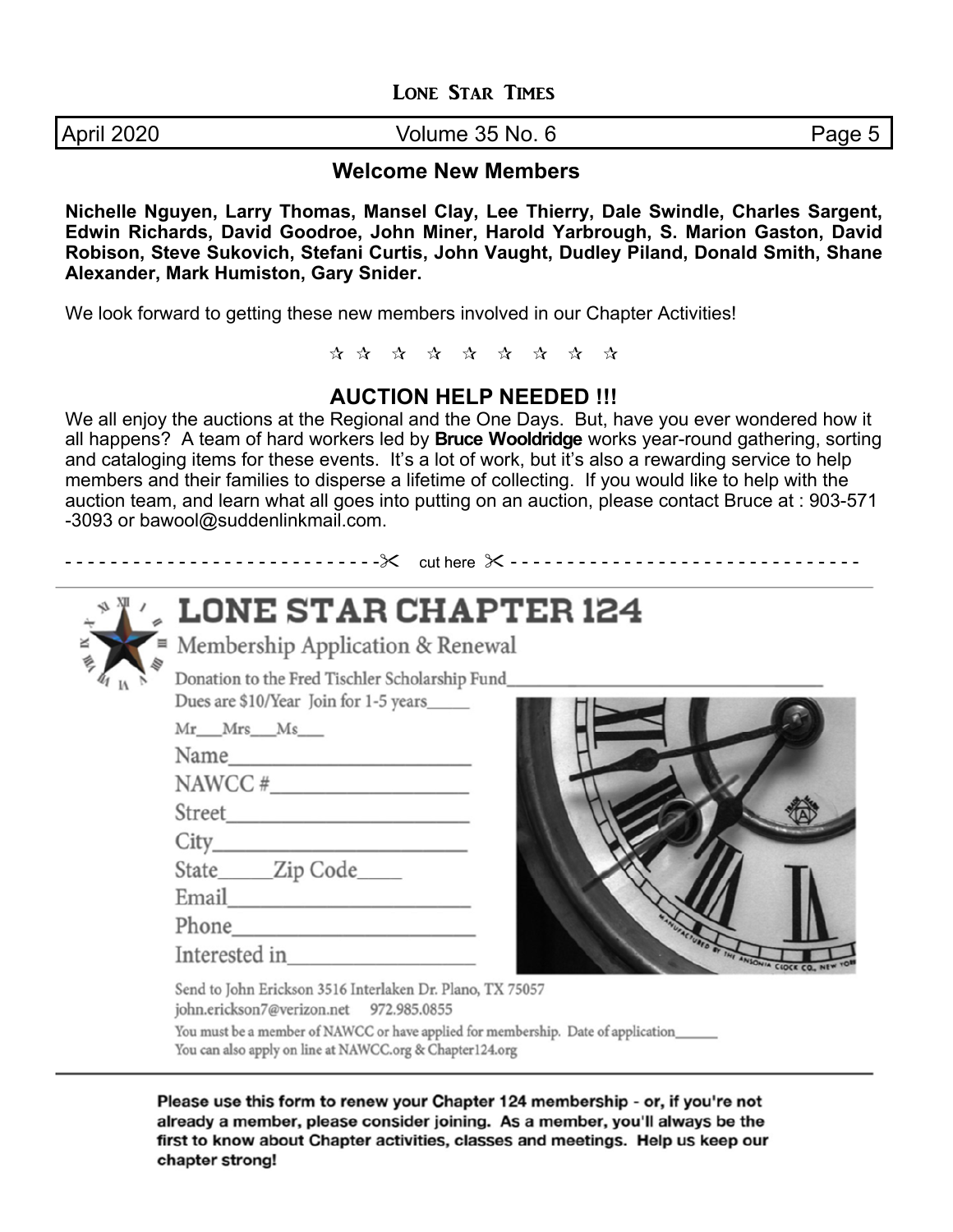## Welcome New Members

**Nichelle Nguyen, Larry Thomas, Mansel Clay, Lee Thierry, Dale Swindle, Charles Sargent, Edwin Richards, David Goodroe, John Miner, Harold Yarbrough, S. Marion Gaston, David Robison, Steve Sukovich, Stefani Curtis, John Vaught, Dudley Piland, Donald Smith, Shane Alexander, Mark Humiston, Gary Snider.**

We look forward to getting these new members involved in our Chapter Activities!

☆ ☆ ☆ ☆ ☆ ☆ ☆ ☆ ☆

## AUCTION HELP NEEDED !!!

We all enjoy the auctions at the Regional and the One Days. But, have you ever wondered how it all happens? A team of hard workers led by **Bruce Wooldridge** works year-round gathering, sorting and cataloging items for these events. It's a lot of work, but it's also a rewarding service to help members and their families to disperse a lifetime of collecting. If you would like to help with the auction team, and learn what all goes into putting on an auction, please contact Bruce at : 903-571-3093 or bawool@suddenlinkmail.com.

- - - - - - - - - - - - - - - - - - - - - - - - - - - ✂ cut here ✂ - - - - - - - - - - - - - - - - - - - - - - - - - - - - - -

# LONE STAR CHAPTER 124

Membership Application & Renewal

Donation to the Fred Tischler Scholarship Fund________________________________

Dues are $10/Year Join for 1-5 years_____

Mr___Mrs___Ms___

Name______________________

NAWCC #___________________

Street______________________

City_______________________

State_____Zip Code____

Email______________________

Phone______________________

Interested in_________________

Send to John Erickson 3516 Interlaken Dr. Plano, TX 75057
john.erickson7@verizon.net 972.985.0855

You must be a member of NAWCC or have applied for membership. Date of application______
You can also apply on line at NAWCC.org & Chapter124.org

**Please use this form to renew your Chapter 124 membership - or, if you're not already a member, please consider joining. As a member, you'll always be the first to know about Chapter activities, classes and meetings. Help us keep our chapter strong!**